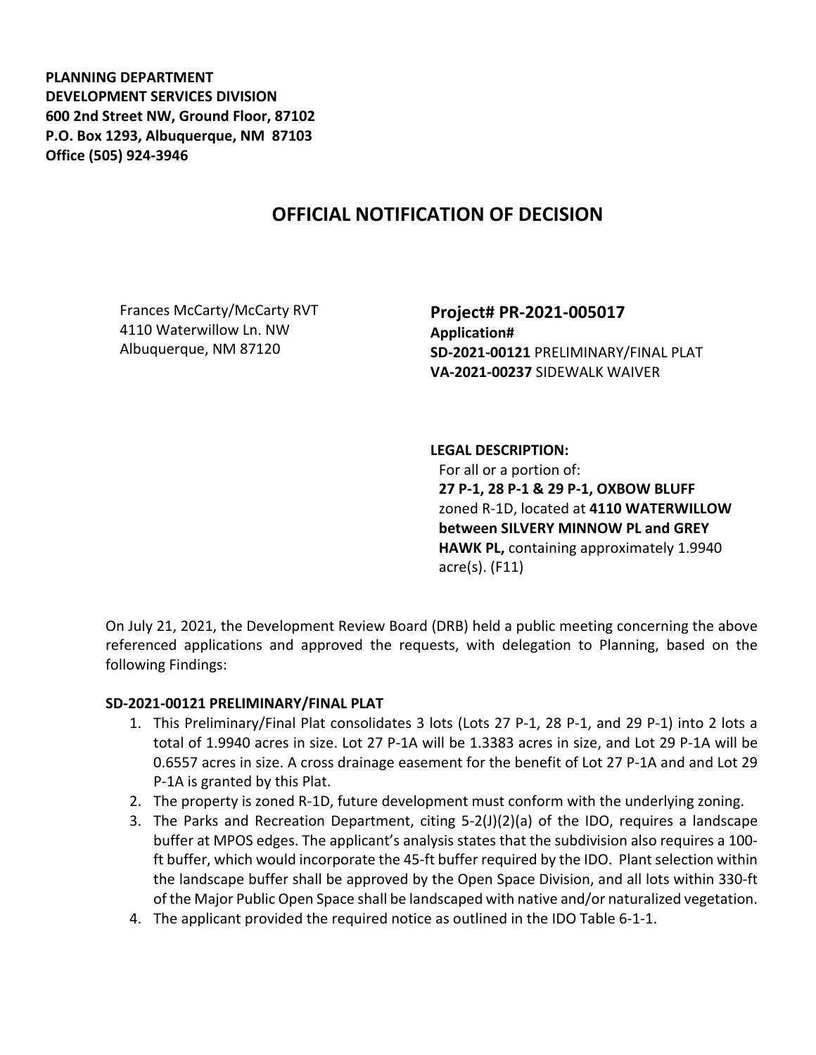**PLANNING DEPARTMENT**
**DEVELOPMENT SERVICES DIVISION**
**600 2nd Street NW, Ground Floor, 87102**
**P.O. Box 1293, Albuquerque, NM 87103**
**Office (505) 924-3946**

# OFFICIAL NOTIFICATION OF DECISION

Frances McCarty/McCarty RVT
4110 Waterwillow Ln. NW
Albuquerque, NM 87120

**Project# PR-2021-005017**
**Application#**
**SD-2021-00121** PRELIMINARY/FINAL PLAT
**VA-2021-00237** SIDEWALK WAIVER

**LEGAL DESCRIPTION:**
For all or a portion of:
**27 P-1, 28 P-1 & 29 P-1, OXBOW BLUFF** zoned R-1D, located at **4110 WATERWILLOW between SILVERY MINNOW PL and GREY HAWK PL,** containing approximately 1.9940 acre(s). (F11)

On July 21, 2021, the Development Review Board (DRB) held a public meeting concerning the above referenced applications and approved the requests, with delegation to Planning, based on the following Findings:

**SD-2021-00121 PRELIMINARY/FINAL PLAT**

1. This Preliminary/Final Plat consolidates 3 lots (Lots 27 P-1, 28 P-1, and 29 P-1) into 2 lots a total of 1.9940 acres in size. Lot 27 P-1A will be 1.3383 acres in size, and Lot 29 P-1A will be 0.6557 acres in size. A cross drainage easement for the benefit of Lot 27 P-1A and and Lot 29 P-1A is granted by this Plat.
2. The property is zoned R-1D, future development must conform with the underlying zoning.
3. The Parks and Recreation Department, citing 5-2(J)(2)(a) of the IDO, requires a landscape buffer at MPOS edges. The applicant's analysis states that the subdivision also requires a 100-ft buffer, which would incorporate the 45-ft buffer required by the IDO. Plant selection within the landscape buffer shall be approved by the Open Space Division, and all lots within 330-ft of the Major Public Open Space shall be landscaped with native and/or naturalized vegetation.
4. The applicant provided the required notice as outlined in the IDO Table 6-1-1.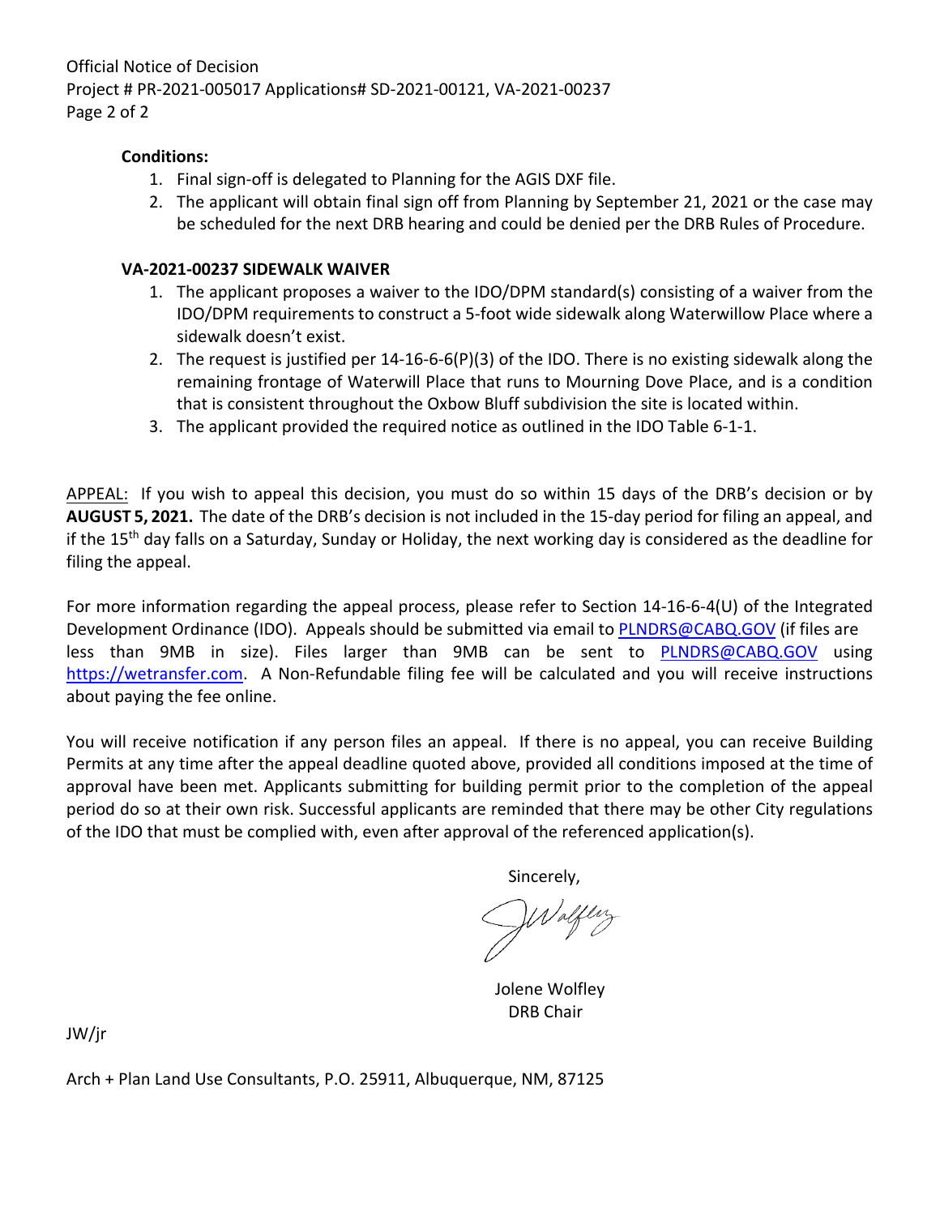**Conditions:**

1. Final sign-off is delegated to Planning for the AGIS DXF file.
2. The applicant will obtain final sign off from Planning by September 21, 2021 or the case may be scheduled for the next DRB hearing and could be denied per the DRB Rules of Procedure.

**VA-2021-00237 SIDEWALK WAIVER**

1. The applicant proposes a waiver to the IDO/DPM standard(s) consisting of a waiver from the IDO/DPM requirements to construct a 5-foot wide sidewalk along Waterwillow Place where a sidewalk doesn't exist.
2. The request is justified per 14-16-6-6(P)(3) of the IDO. There is no existing sidewalk along the remaining frontage of Waterwill Place that runs to Mourning Dove Place, and is a condition that is consistent throughout the Oxbow Bluff subdivision the site is located within.
3. The applicant provided the required notice as outlined in the IDO Table 6-1-1.

APPEAL: If you wish to appeal this decision, you must do so within 15 days of the DRB's decision or by **AUGUST 5, 2021.** The date of the DRB's decision is not included in the 15-day period for filing an appeal, and if the 15th day falls on a Saturday, Sunday or Holiday, the next working day is considered as the deadline for filing the appeal.

For more information regarding the appeal process, please refer to Section 14-16-6-4(U) of the Integrated Development Ordinance (IDO). Appeals should be submitted via email to PLNDRS@CABQ.GOV (if files are less than 9MB in size). Files larger than 9MB can be sent to PLNDRS@CABQ.GOV using https://wetransfer.com. A Non-Refundable filing fee will be calculated and you will receive instructions about paying the fee online.

You will receive notification if any person files an appeal. If there is no appeal, you can receive Building Permits at any time after the appeal deadline quoted above, provided all conditions imposed at the time of approval have been met. Applicants submitting for building permit prior to the completion of the appeal period do so at their own risk. Successful applicants are reminded that there may be other City regulations of the IDO that must be complied with, even after approval of the referenced application(s).

Sincerely,

Jolene Wolfley
DRB Chair

JW/jr

Arch + Plan Land Use Consultants, P.O. 25911, Albuquerque, NM, 87125